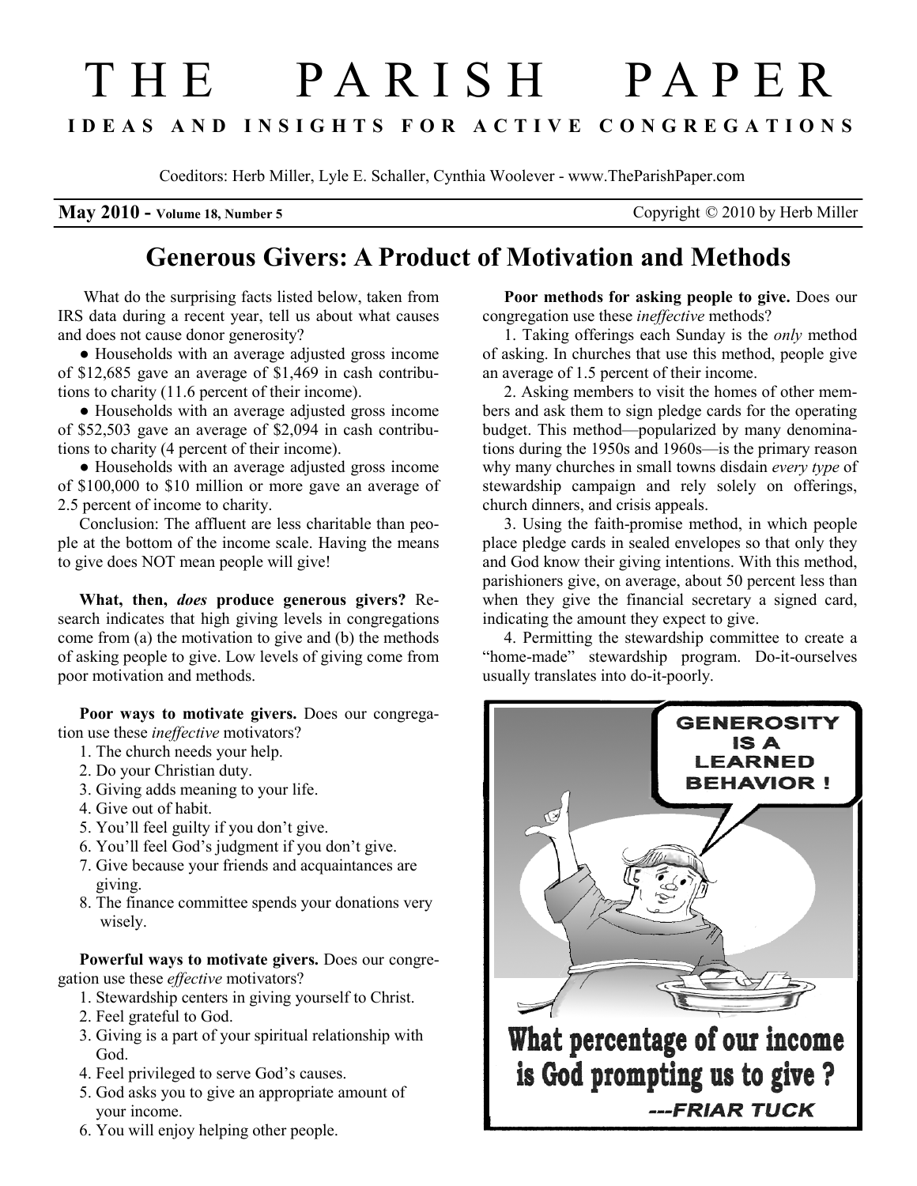# THE PARISH PAPER

**IDEAS AND INSIGHTS FOR ACTIVE CONGREGATIONS**

Coeditors: Herb Miller, Lyle E. Schaller, Cynthia Woolever - www.TheParishPaper.com

**May 2010 - Volume 18, Number 5** Copyright © 2010 by Herb Miller

## Generous Givers: A Product of Motivation and Methods

What do the surprising facts listed below, taken from IRS data during a recent year, tell us about what causes and does not cause donor generosity?

● Households with an average adjusted gross income of $12,685 gave an average of $1,469 in cash contributions to charity (11.6 percent of their income).

● Households with an average adjusted gross income of $52,503 gave an average of $2,094 in cash contributions to charity (4 percent of their income).

● Households with an average adjusted gross income of $100,000 to $10 million or more gave an average of 2.5 percent of income to charity.

Conclusion: The affluent are less charitable than people at the bottom of the income scale. Having the means to give does NOT mean people will give!

**What, then, *does* produce generous givers?** Research indicates that high giving levels in congregations come from (a) the motivation to give and (b) the methods of asking people to give. Low levels of giving come from poor motivation and methods.

**Poor ways to motivate givers.** Does our congregation use these *ineffective* motivators?

1. The church needs your help.
2. Do your Christian duty.
3. Giving adds meaning to your life.
4. Give out of habit.
5. You'll feel guilty if you don't give.
6. You'll feel God's judgment if you don't give.
7. Give because your friends and acquaintances are giving.
8. The finance committee spends your donations very wisely.

**Powerful ways to motivate givers.** Does our congregation use these *effective* motivators?

1. Stewardship centers in giving yourself to Christ.
2. Feel grateful to God.
3. Giving is a part of your spiritual relationship with God.
4. Feel privileged to serve God's causes.
5. God asks you to give an appropriate amount of your income.
6. You will enjoy helping other people.

**Poor methods for asking people to give.** Does our congregation use these *ineffective* methods?

1. Taking offerings each Sunday is the *only* method of asking. In churches that use this method, people give an average of 1.5 percent of their income.

2. Asking members to visit the homes of other members and ask them to sign pledge cards for the operating budget. This method—popularized by many denominations during the 1950s and 1960s—is the primary reason why many churches in small towns disdain *every type* of stewardship campaign and rely solely on offerings, church dinners, and crisis appeals.

3. Using the faith-promise method, in which people place pledge cards in sealed envelopes so that only they and God know their giving intentions. With this method, parishioners give, on average, about 50 percent less than when they give the financial secretary a signed card, indicating the amount they expect to give.

4. Permitting the stewardship committee to create a "home-made" stewardship program. Do-it-ourselves usually translates into do-it-poorly.

GENEROSITY IS A LEARNED BEHAVIOR !

What percentage of our income is God prompting us to give ?

---FRIAR TUCK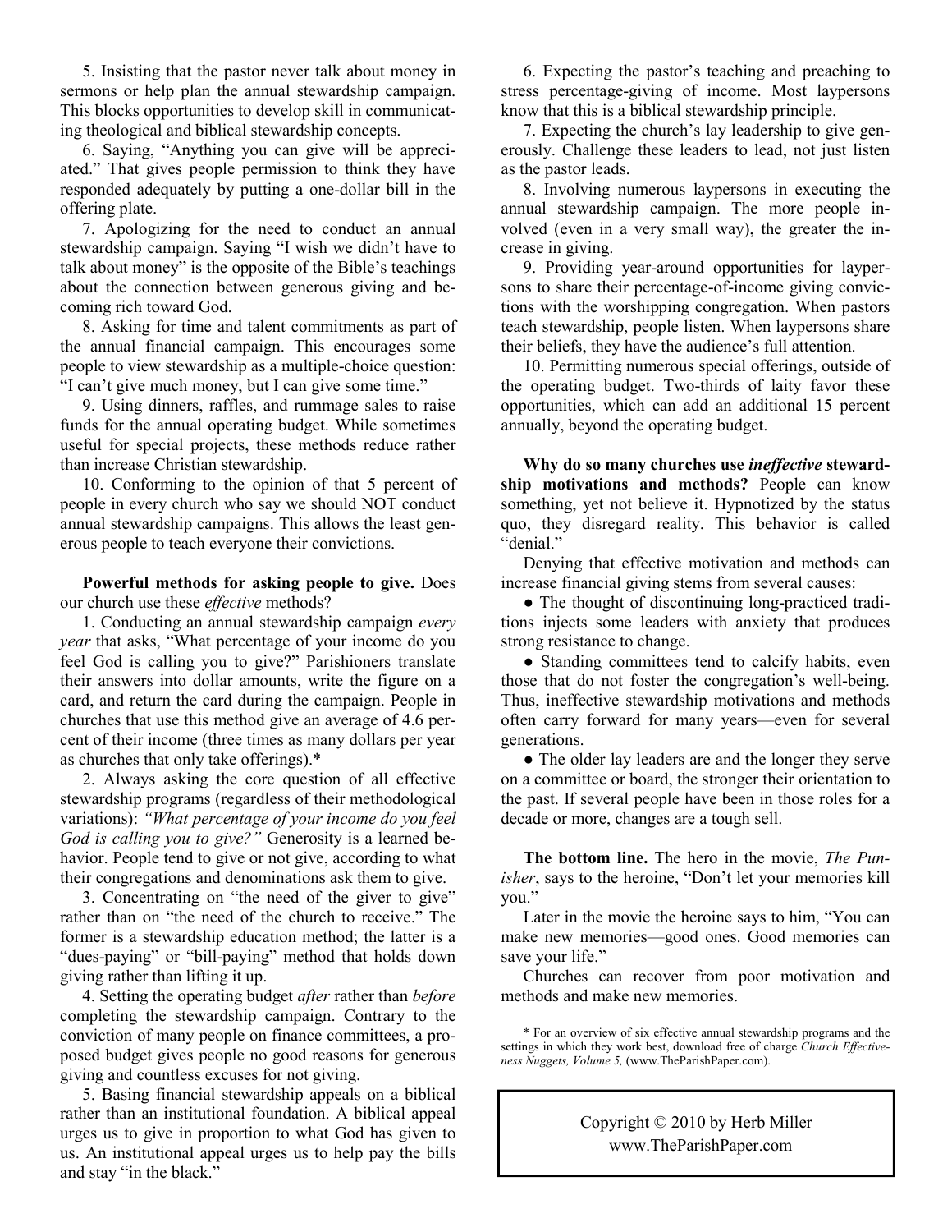5. Insisting that the pastor never talk about money in sermons or help plan the annual stewardship campaign. This blocks opportunities to develop skill in communicating theological and biblical stewardship concepts.

6. Saying, "Anything you can give will be appreciated." That gives people permission to think they have responded adequately by putting a one-dollar bill in the offering plate.

7. Apologizing for the need to conduct an annual stewardship campaign. Saying "I wish we didn't have to talk about money" is the opposite of the Bible's teachings about the connection between generous giving and becoming rich toward God.

8. Asking for time and talent commitments as part of the annual financial campaign. This encourages some people to view stewardship as a multiple-choice question: "I can't give much money, but I can give some time."

9. Using dinners, raffles, and rummage sales to raise funds for the annual operating budget. While sometimes useful for special projects, these methods reduce rather than increase Christian stewardship.

10. Conforming to the opinion of that 5 percent of people in every church who say we should NOT conduct annual stewardship campaigns. This allows the least generous people to teach everyone their convictions.

**Powerful methods for asking people to give.** Does our church use these *effective* methods?

1. Conducting an annual stewardship campaign *every year* that asks, "What percentage of your income do you feel God is calling you to give?" Parishioners translate their answers into dollar amounts, write the figure on a card, and return the card during the campaign. People in churches that use this method give an average of 4.6 percent of their income (three times as many dollars per year as churches that only take offerings).*

2. Always asking the core question of all effective stewardship programs (regardless of their methodological variations): *"What percentage of your income do you feel God is calling you to give?"* Generosity is a learned behavior. People tend to give or not give, according to what their congregations and denominations ask them to give.

3. Concentrating on "the need of the giver to give" rather than on "the need of the church to receive." The former is a stewardship education method; the latter is a "dues-paying" or "bill-paying" method that holds down giving rather than lifting it up.

4. Setting the operating budget *after* rather than *before* completing the stewardship campaign. Contrary to the conviction of many people on finance committees, a proposed budget gives people no good reasons for generous giving and countless excuses for not giving.

5. Basing financial stewardship appeals on a biblical rather than an institutional foundation. A biblical appeal urges us to give in proportion to what God has given to us. An institutional appeal urges us to help pay the bills and stay "in the black."

6. Expecting the pastor's teaching and preaching to stress percentage-giving of income. Most laypersons know that this is a biblical stewardship principle.

7. Expecting the church's lay leadership to give generously. Challenge these leaders to lead, not just listen as the pastor leads.

8. Involving numerous laypersons in executing the annual stewardship campaign. The more people involved (even in a very small way), the greater the increase in giving.

9. Providing year-around opportunities for laypersons to share their percentage-of-income giving convictions with the worshipping congregation. When pastors teach stewardship, people listen. When laypersons share their beliefs, they have the audience's full attention.

10. Permitting numerous special offerings, outside of the operating budget. Two-thirds of laity favor these opportunities, which can add an additional 15 percent annually, beyond the operating budget.

**Why do so many churches use *ineffective* stewardship motivations and methods?** People can know something, yet not believe it. Hypnotized by the status quo, they disregard reality. This behavior is called "denial."

Denying that effective motivation and methods can increase financial giving stems from several causes:

- The thought of discontinuing long-practiced traditions injects some leaders with anxiety that produces strong resistance to change.
- Standing committees tend to calcify habits, even those that do not foster the congregation's well-being. Thus, ineffective stewardship motivations and methods often carry forward for many years—even for several generations.
- The older lay leaders are and the longer they serve on a committee or board, the stronger their orientation to the past. If several people have been in those roles for a decade or more, changes are a tough sell.

**The bottom line.** The hero in the movie, *The Punisher*, says to the heroine, "Don't let your memories kill you."

Later in the movie the heroine says to him, "You can make new memories—good ones. Good memories can save your life."

Churches can recover from poor motivation and methods and make new memories.

\* For an overview of six effective annual stewardship programs and the settings in which they work best, download free of charge *Church Effectiveness Nuggets, Volume 5,* (www.TheParishPaper.com).

Copyright © 2010 by Herb Miller
www.TheParishPaper.com